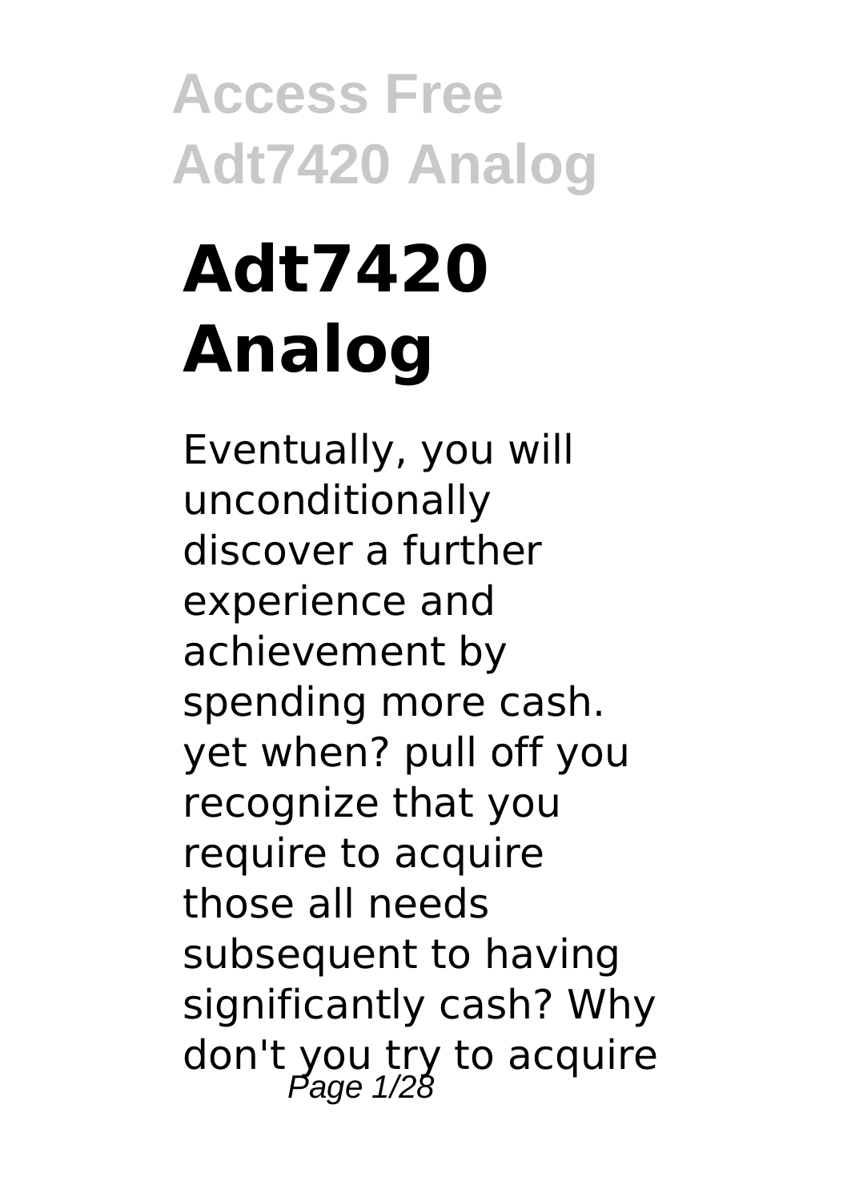# Adt7420 Analog

Eventually, you will unconditionally discover a further experience and achievement by spending more cash. yet when? pull off you recognize that you require to acquire those all needs subsequent to having significantly cash? Why don't you try to acquire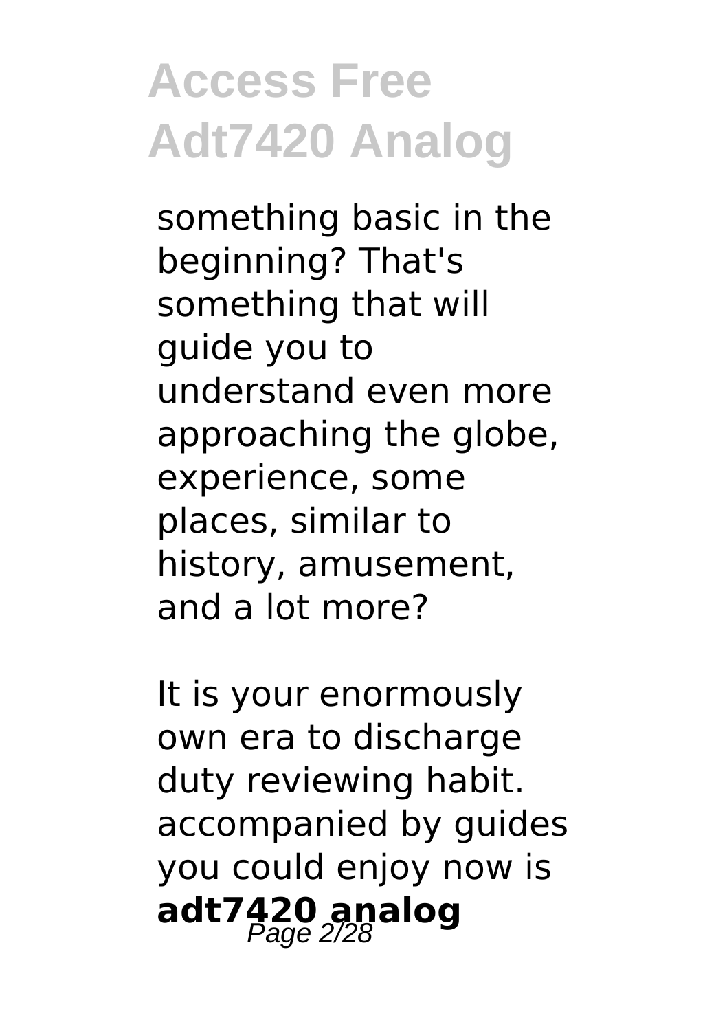something basic in the beginning? That's something that will guide you to understand even more approaching the globe, experience, some places, similar to history, amusement, and a lot more?

It is your enormously own era to discharge duty reviewing habit. accompanied by guides you could enjoy now is **adt7420 analog**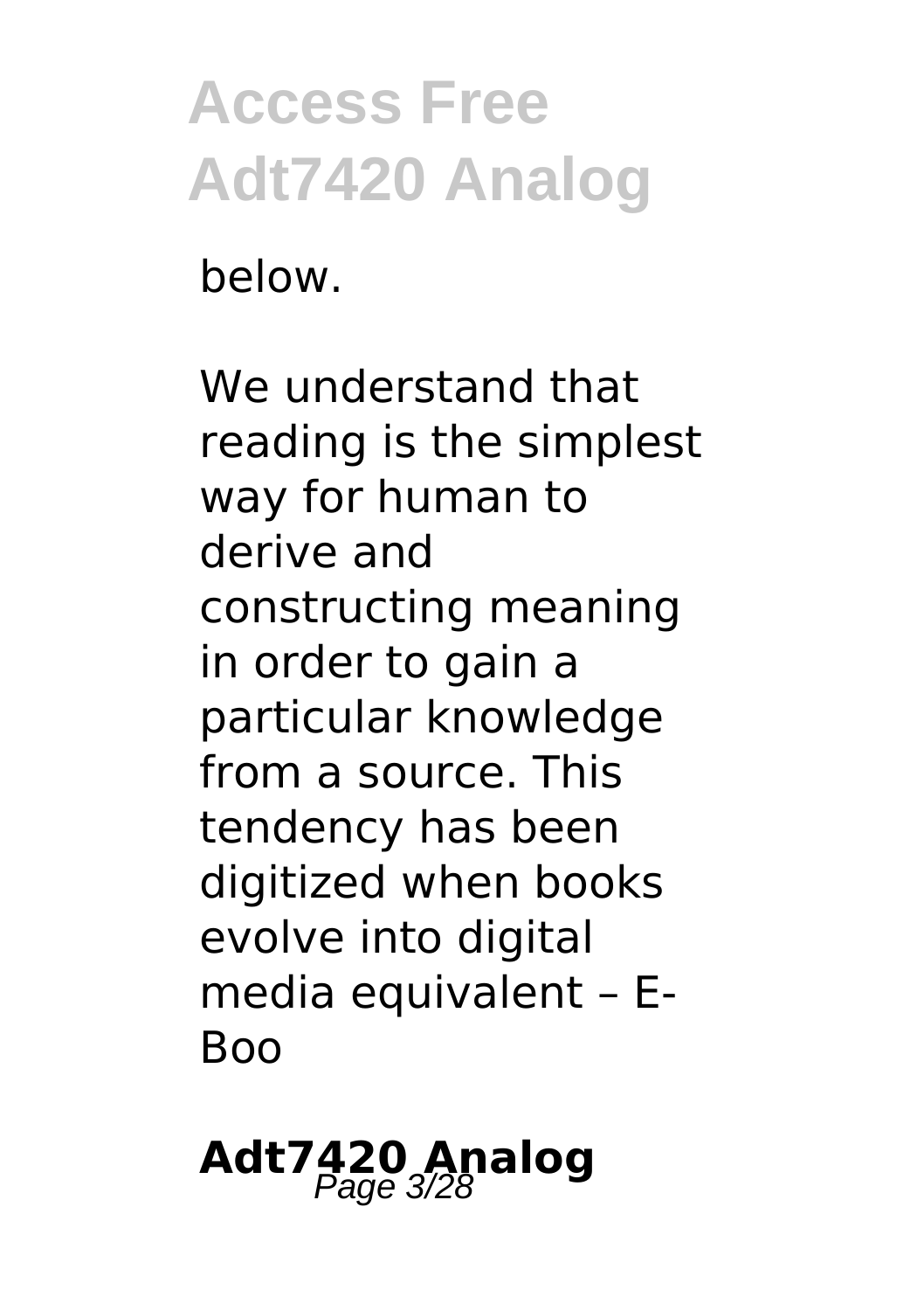below.

We understand that reading is the simplest way for human to derive and constructing meaning in order to gain a particular knowledge from a source. This tendency has been digitized when books evolve into digital media equivalent – E-Boo

## Adt7420 Analog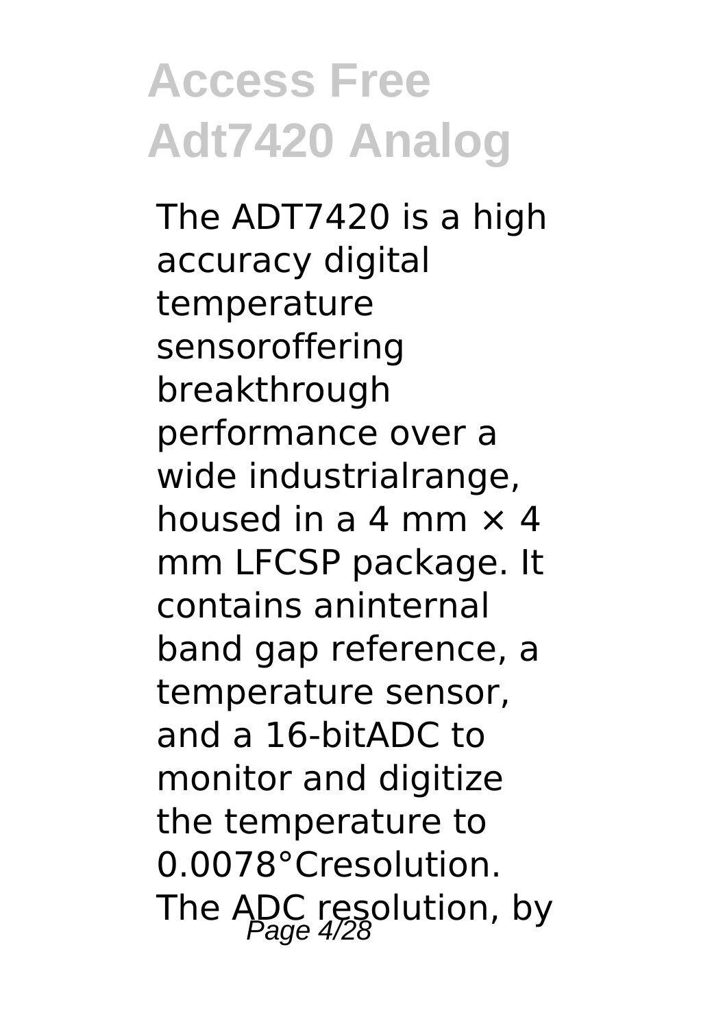# Access Free Adt7420 Analog

The ADT7420 is a high accuracy digital temperature sensoroffering breakthrough performance over a wide industrialrange, housed in a 4 mm × 4 mm LFCSP package. It contains aninternal band gap reference, a temperature sensor, and a 16-bitADC to monitor and digitize the temperature to 0.0078°Cresolution. The ADC resolution, by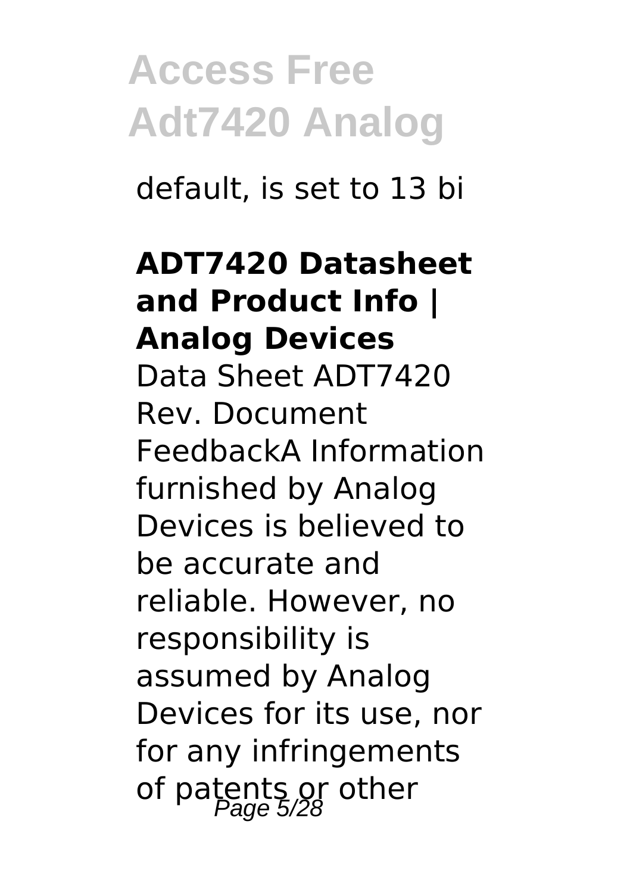default, is set to 13 bi

**ADT7420 Datasheet and Product Info | Analog Devices**

Data Sheet ADT7420 Rev. Document FeedbackA Information furnished by Analog Devices is believed to be accurate and reliable. However, no responsibility is assumed by Analog Devices for its use, nor for any infringements of patents or other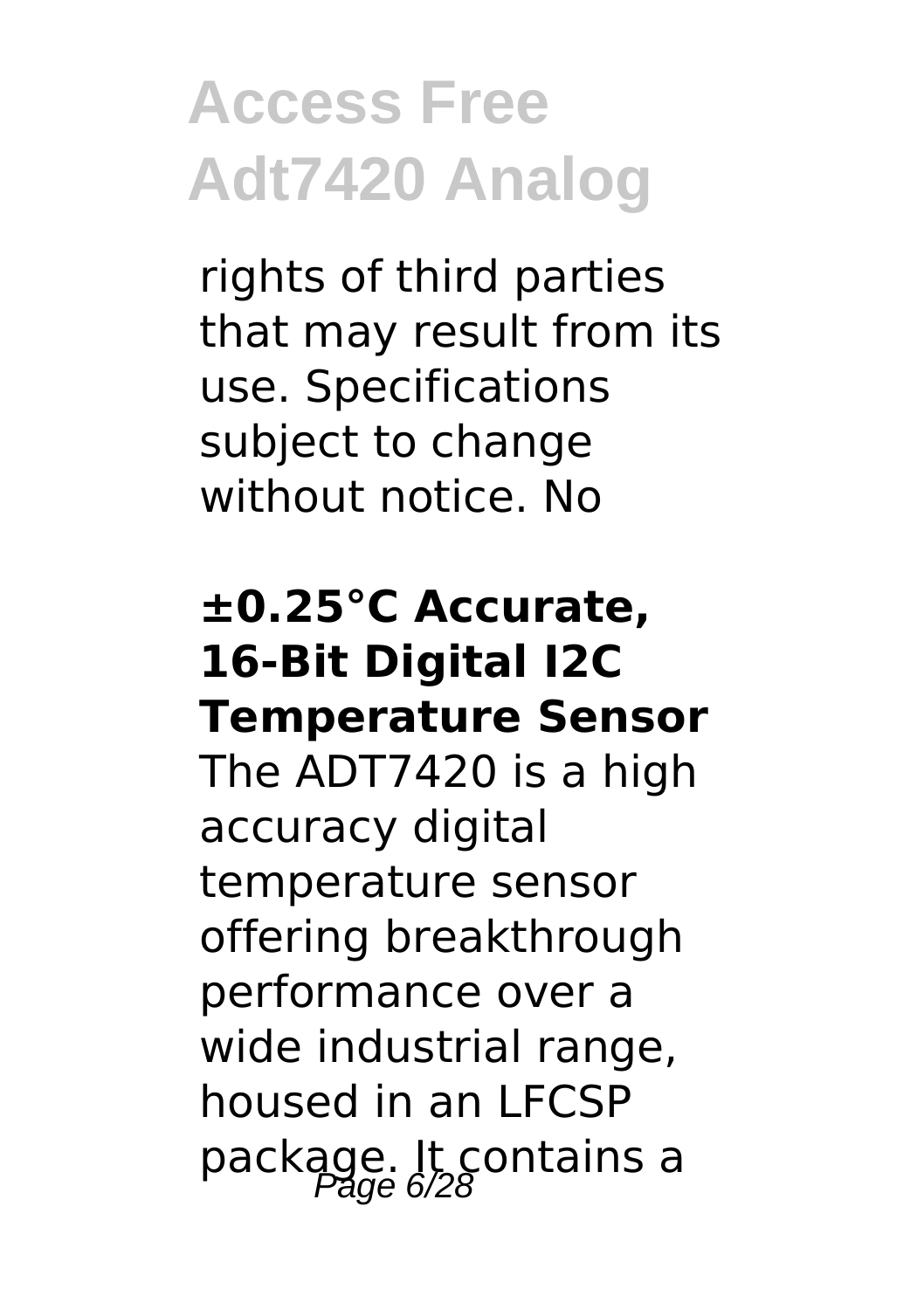rights of third parties that may result from its use. Specifications subject to change without notice. No

## ±0.25°C Accurate, 16-Bit Digital I2C Temperature Sensor

The ADT7420 is a high accuracy digital temperature sensor offering breakthrough performance over a wide industrial range, housed in an LFCSP package. It contains a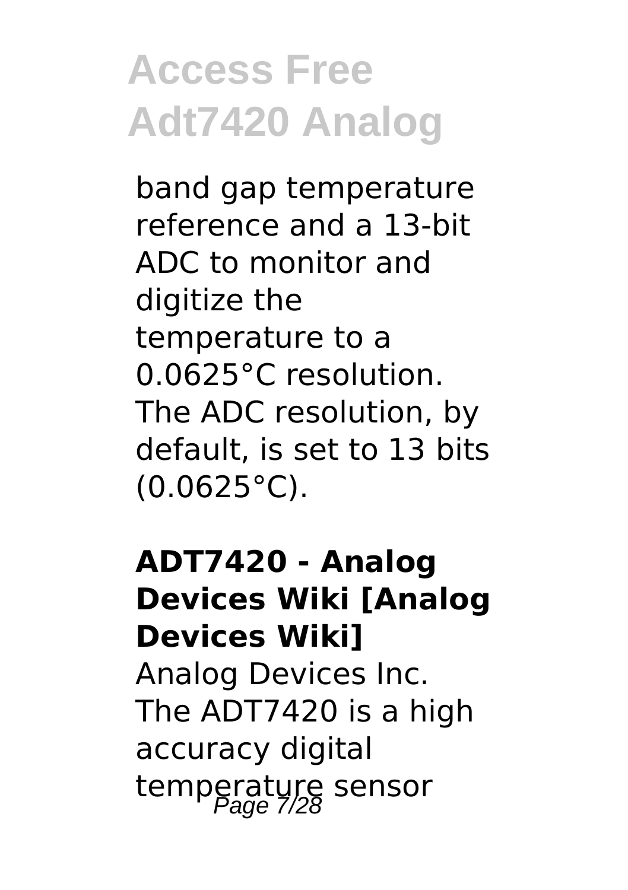band gap temperature reference and a 13-bit ADC to monitor and digitize the temperature to a 0.0625°C resolution. The ADC resolution, by default, is set to 13 bits (0.0625°C).

**ADT7420 - Analog Devices Wiki [Analog Devices Wiki]**

Analog Devices Inc. The ADT7420 is a high accuracy digital temperature sensor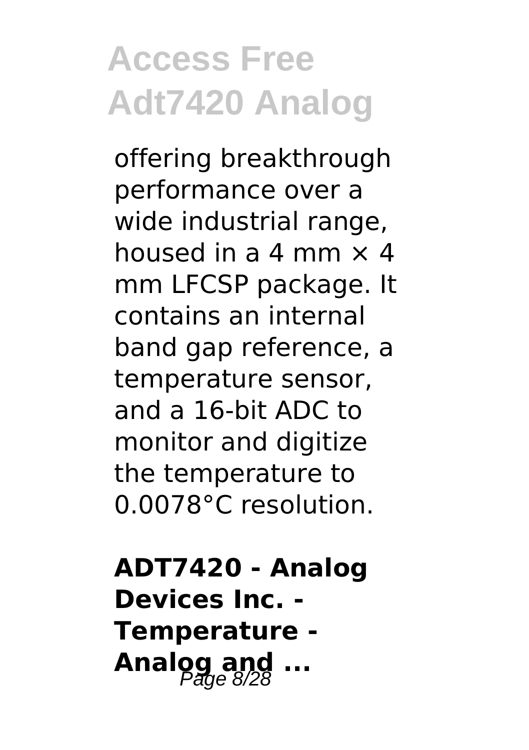offering breakthrough performance over a wide industrial range, housed in a 4 mm × 4 mm LFCSP package. It contains an internal band gap reference, a temperature sensor, and a 16-bit ADC to monitor and digitize the temperature to 0.0078°C resolution.

**ADT7420 - Analog Devices Inc. - Temperature - Analog and ...**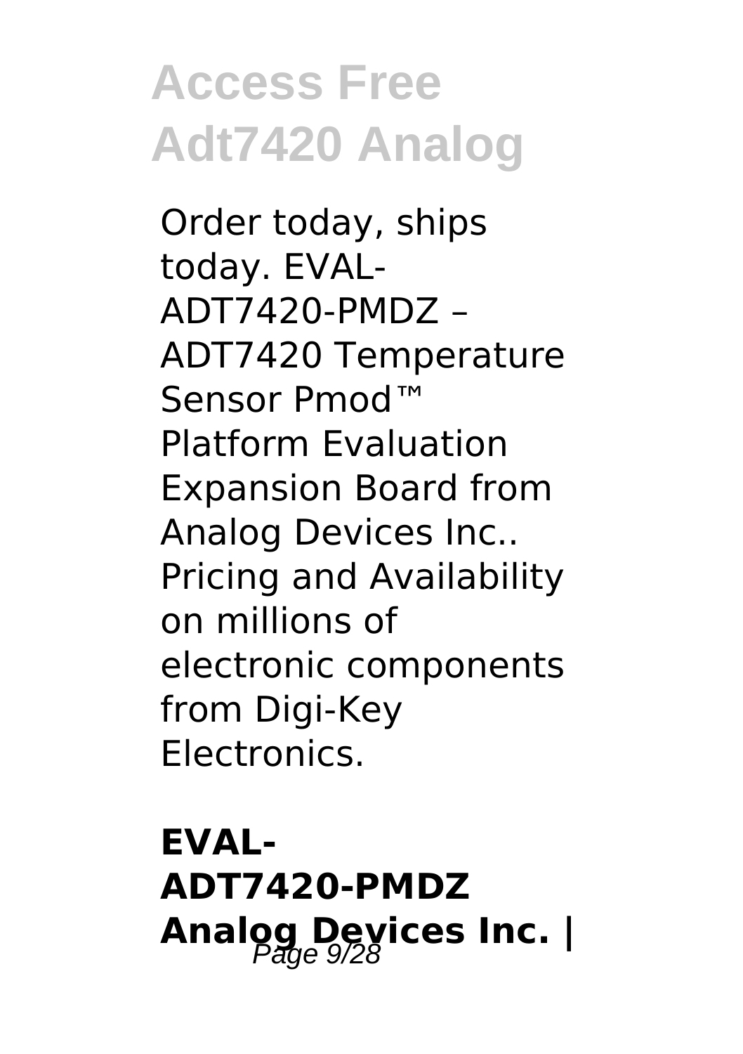Order today, ships today. EVAL-ADT7420-PMDZ – ADT7420 Temperature Sensor Pmod™ Platform Evaluation Expansion Board from Analog Devices Inc.. Pricing and Availability on millions of electronic components from Digi-Key Electronics.

**EVAL-ADT7420-PMDZ Analog Devices Inc. |**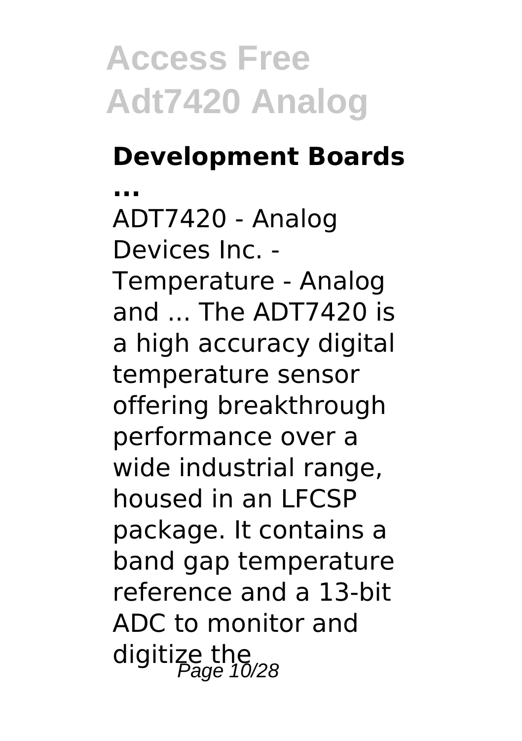## Development Boards ...

ADT7420 - Analog Devices Inc. - Temperature - Analog and ... The ADT7420 is a high accuracy digital temperature sensor offering breakthrough performance over a wide industrial range, housed in an LFCSP package. It contains a band gap temperature reference and a 13-bit ADC to monitor and digitize the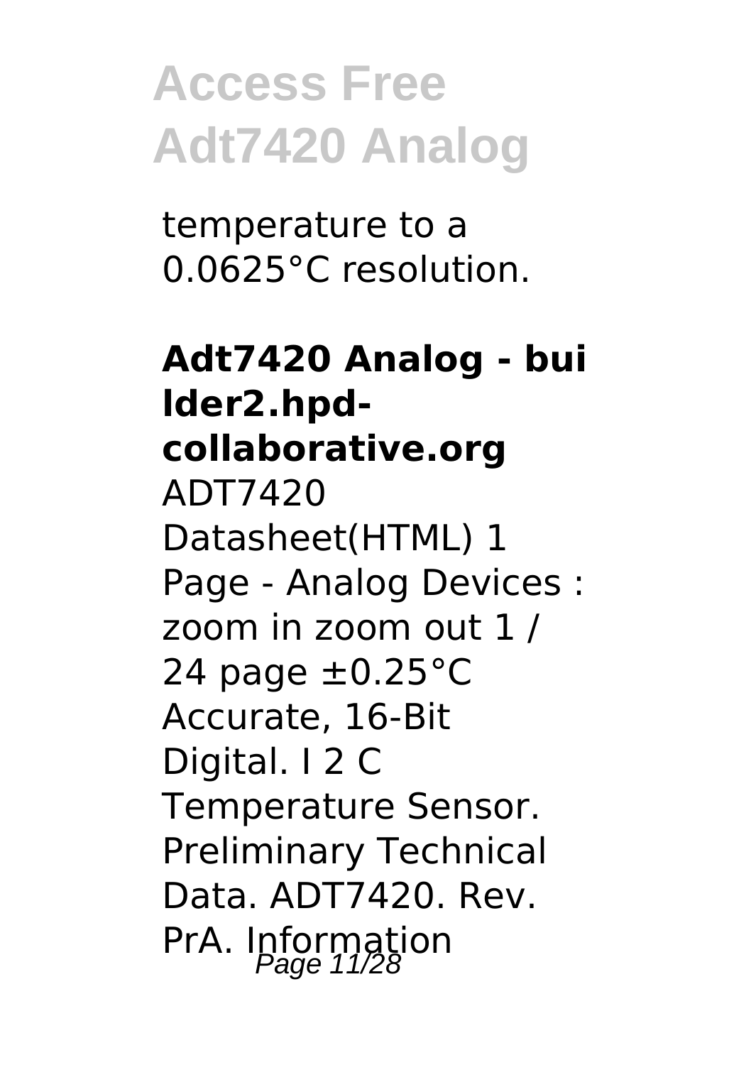temperature to a 0.0625°C resolution.

**Adt7420 Analog - builder2.hpd-collaborative.org**

ADT7420 Datasheet(HTML) 1 Page - Analog Devices : zoom in zoom out 1 / 24 page ±0.25°C Accurate, 16-Bit Digital. I 2 C Temperature Sensor. Preliminary Technical Data. ADT7420. Rev. PrA. Information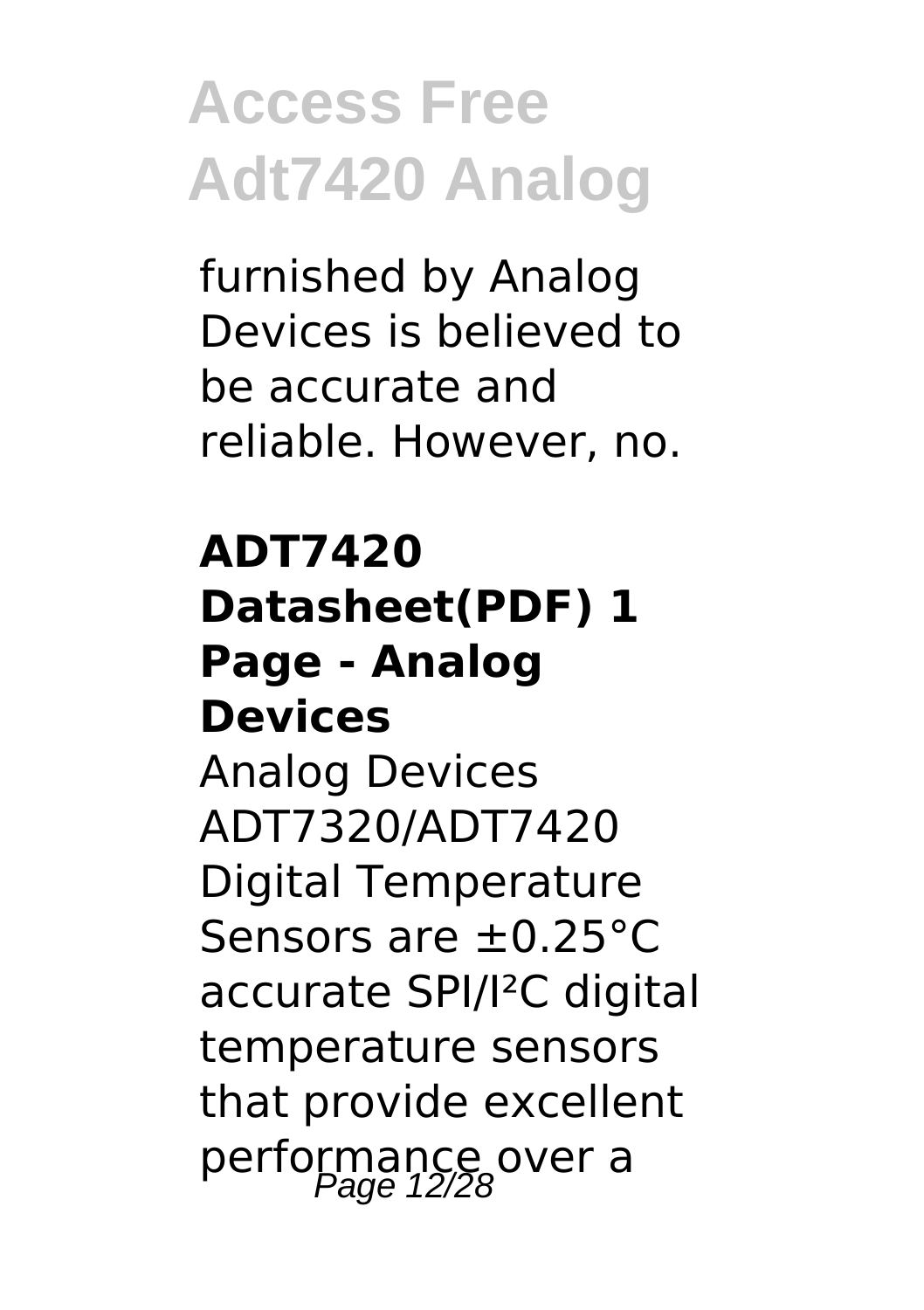furnished by Analog Devices is believed to be accurate and reliable. However, no.

### ADT7420 Datasheet(PDF) 1 Page - Analog Devices

Analog Devices ADT7320/ADT7420 Digital Temperature Sensors are ±0.25°C accurate SPI/I²C digital temperature sensors that provide excellent performance over a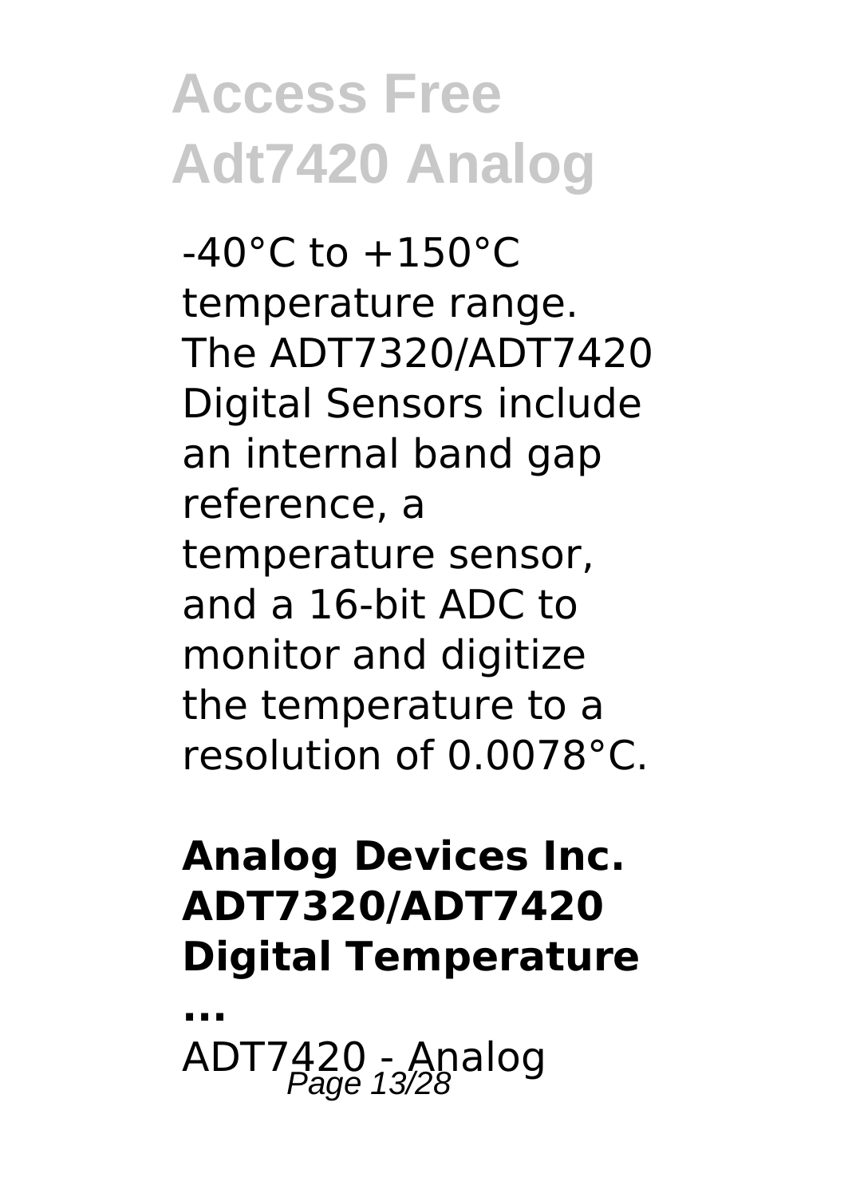-40°C to +150°C temperature range. The ADT7320/ADT7420 Digital Sensors include an internal band gap reference, a temperature sensor, and a 16-bit ADC to monitor and digitize the temperature to a resolution of 0.0078°C.

**Analog Devices Inc. ADT7320/ADT7420 Digital Temperature ...**

ADT7420 - Analog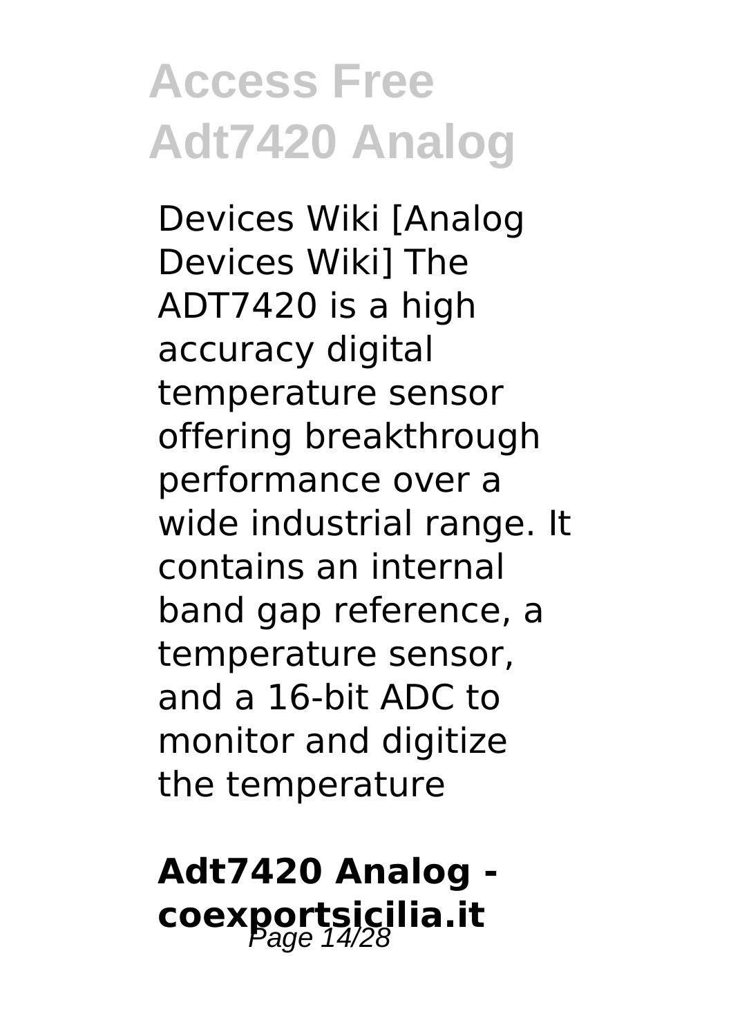Devices Wiki [Analog Devices Wiki] The ADT7420 is a high accuracy digital temperature sensor offering breakthrough performance over a wide industrial range. It contains an internal band gap reference, a temperature sensor, and a 16-bit ADC to monitor and digitize the temperature

## Adt7420 Analog - coexportsicilia.it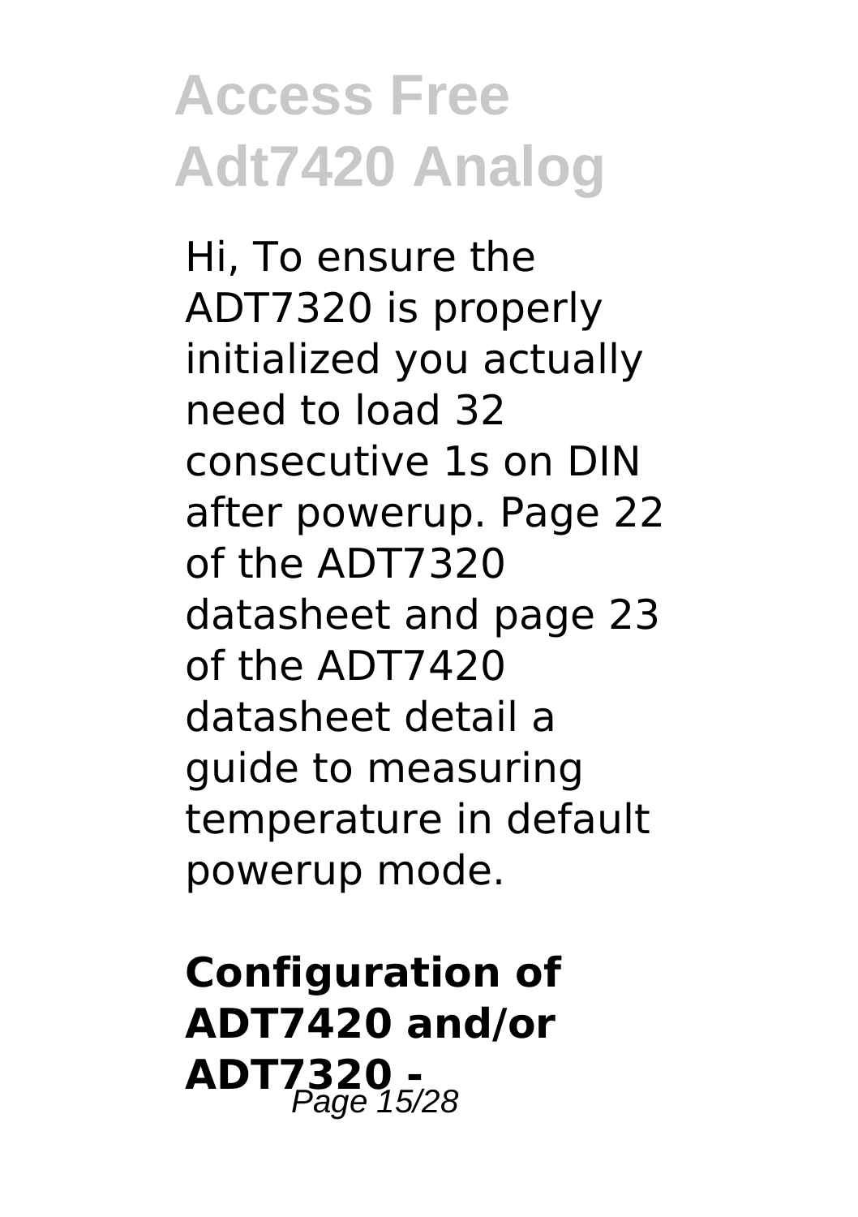Hi, To ensure the ADT7320 is properly initialized you actually need to load 32 consecutive 1s on DIN after powerup. Page 22 of the ADT7320 datasheet and page 23 of the ADT7420 datasheet detail a guide to measuring temperature in default powerup mode.

**Configuration of ADT7420 and/or ADT7320 -**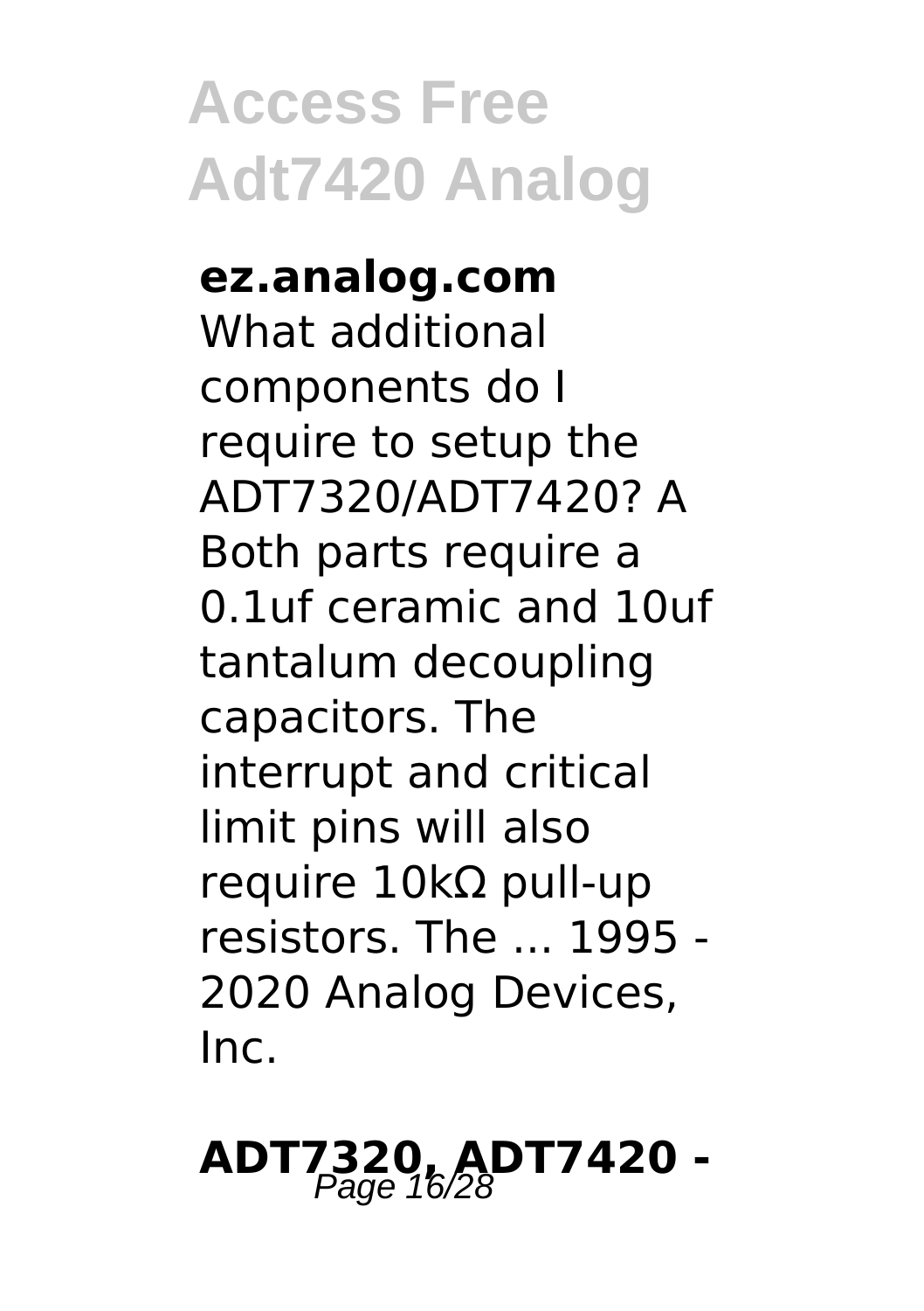**ez.analog.com**

What additional components do I require to setup the ADT7320/ADT7420? A Both parts require a 0.1uf ceramic and 10uf tantalum decoupling capacitors. The interrupt and critical limit pins will also require 10kΩ pull-up resistors. The ... 1995 - 2020 Analog Devices, Inc.

## ADT7320, ADT7420 -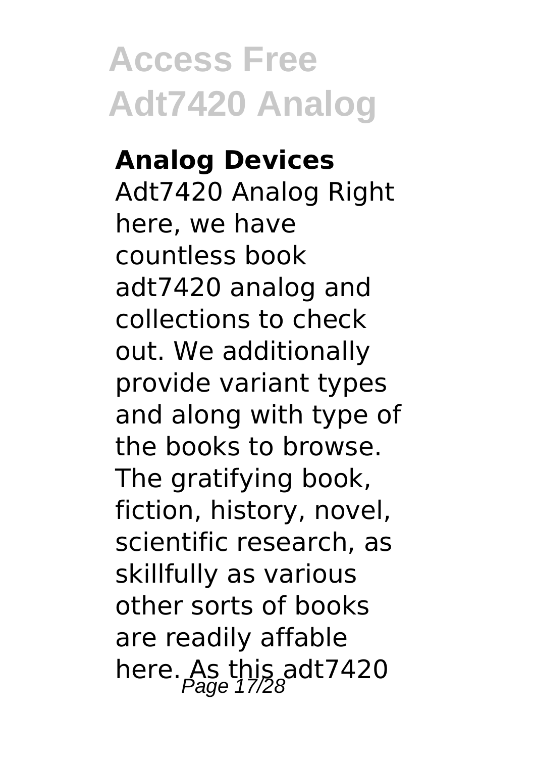**Analog Devices**

Adt7420 Analog Right here, we have countless book adt7420 analog and collections to check out. We additionally provide variant types and along with type of the books to browse. The gratifying book, fiction, history, novel, scientific research, as skillfully as various other sorts of books are readily affable here. As this adt7420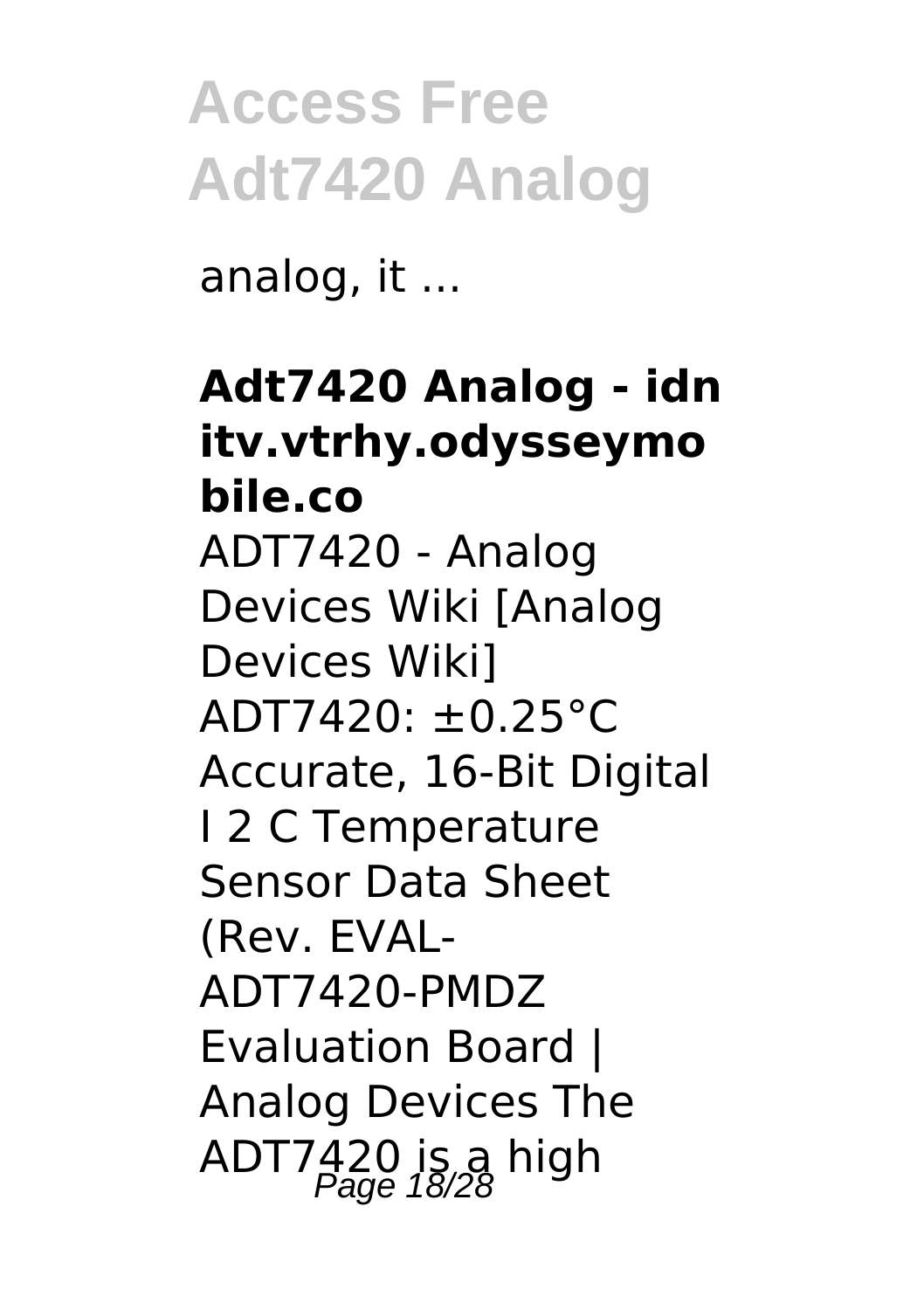analog, it ...

**Adt7420 Analog - idnitv.vtrhy.odysseymobile.co**

ADT7420 - Analog Devices Wiki [Analog Devices Wiki] ADT7420: ±0.25°C Accurate, 16-Bit Digital I 2 C Temperature Sensor Data Sheet (Rev. EVAL-ADT7420-PMDZ Evaluation Board | Analog Devices The ADT7420 is a high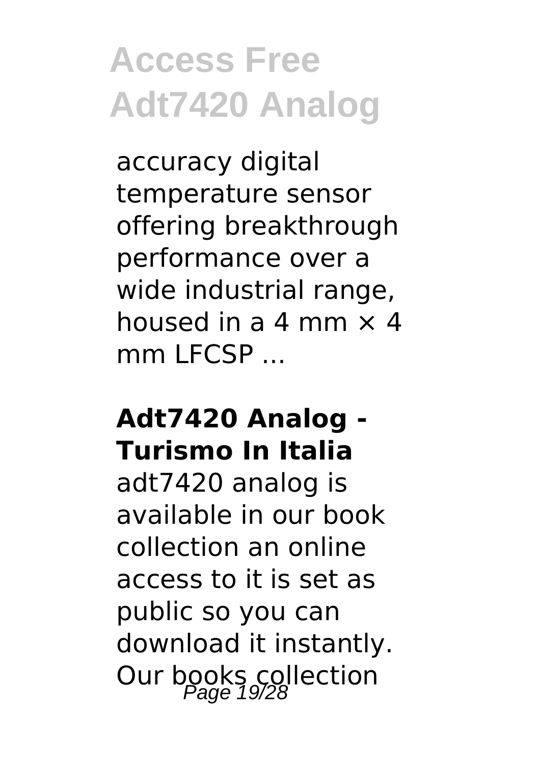accuracy digital temperature sensor offering breakthrough performance over a wide industrial range, housed in a 4 mm × 4 mm LFCSP ...

### Adt7420 Analog - Turismo In Italia

adt7420 analog is available in our book collection an online access to it is set as public so you can download it instantly. Our books collection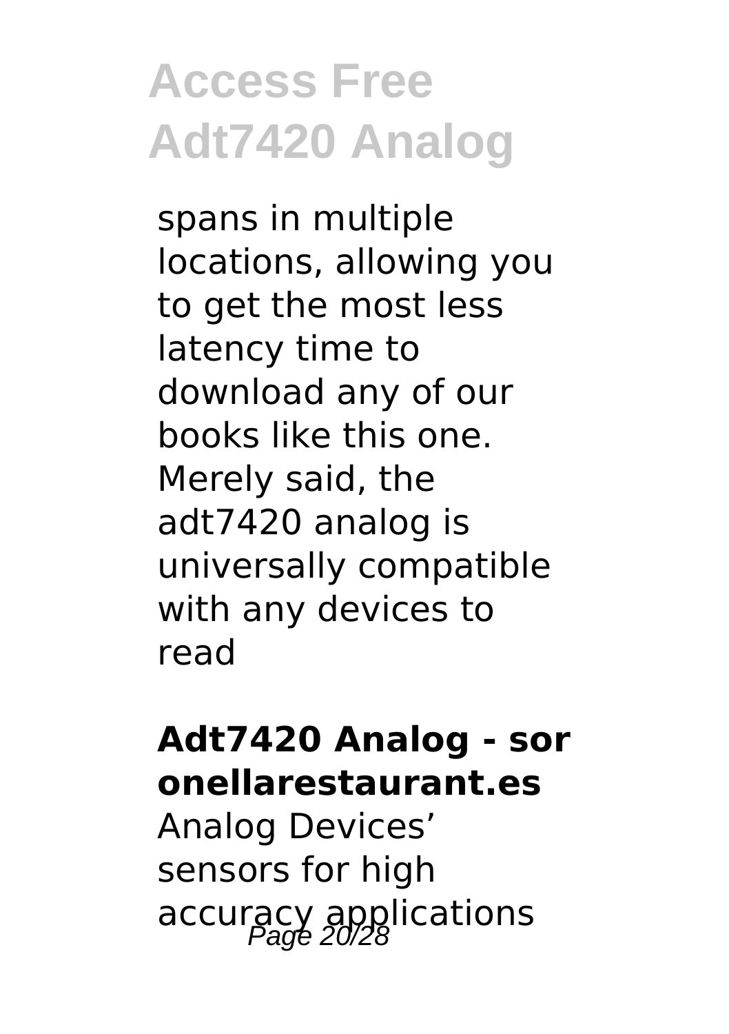spans in multiple locations, allowing you to get the most less latency time to download any of our books like this one. Merely said, the adt7420 analog is universally compatible with any devices to read

**Adt7420 Analog - soronellarestaurant.es**

Analog Devices' sensors for high accuracy applications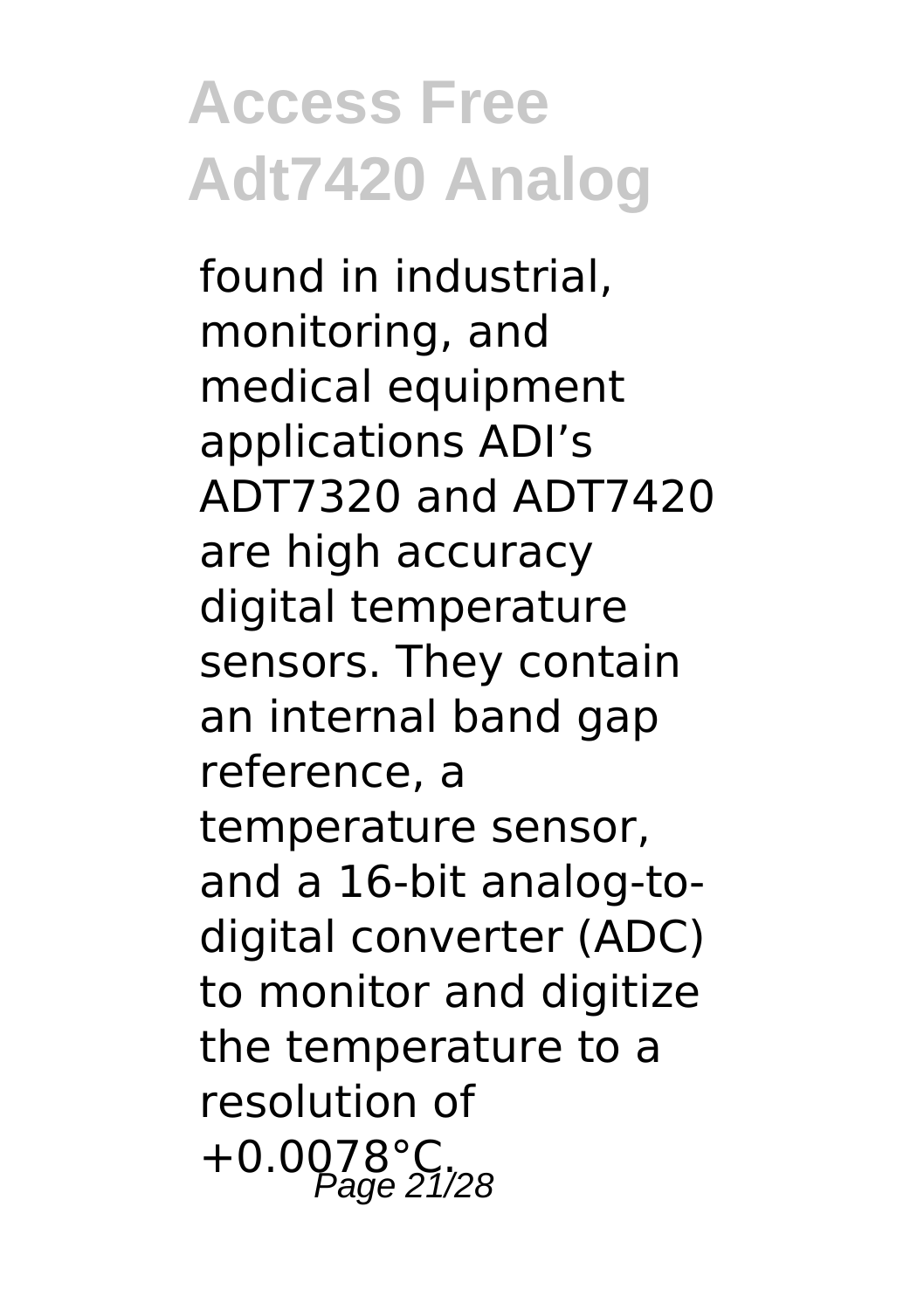found in industrial, monitoring, and medical equipment applications ADI’s ADT7320 and ADT7420 are high accuracy digital temperature sensors. They contain an internal band gap reference, a temperature sensor, and a 16-bit analog-to-digital converter (ADC) to monitor and digitize the temperature to a resolution of +0.0078°C.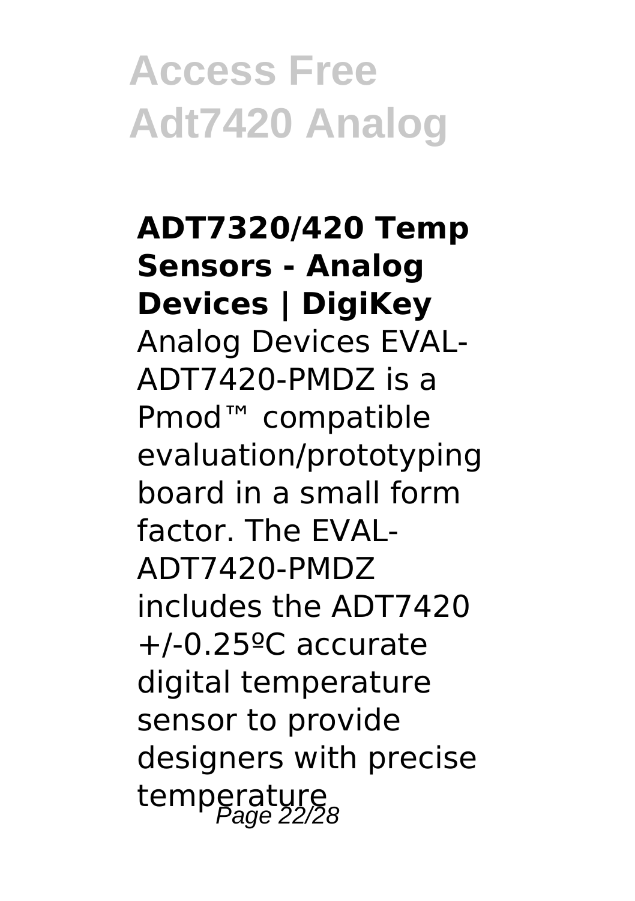**ADT7320/420 Temp Sensors - Analog Devices | DigiKey**

Analog Devices EVAL-ADT7420-PMDZ is a Pmod™ compatible evaluation/prototyping board in a small form factor. The EVAL-ADT7420-PMDZ includes the ADT7420 +/-0.25ºC accurate digital temperature sensor to provide designers with precise temperature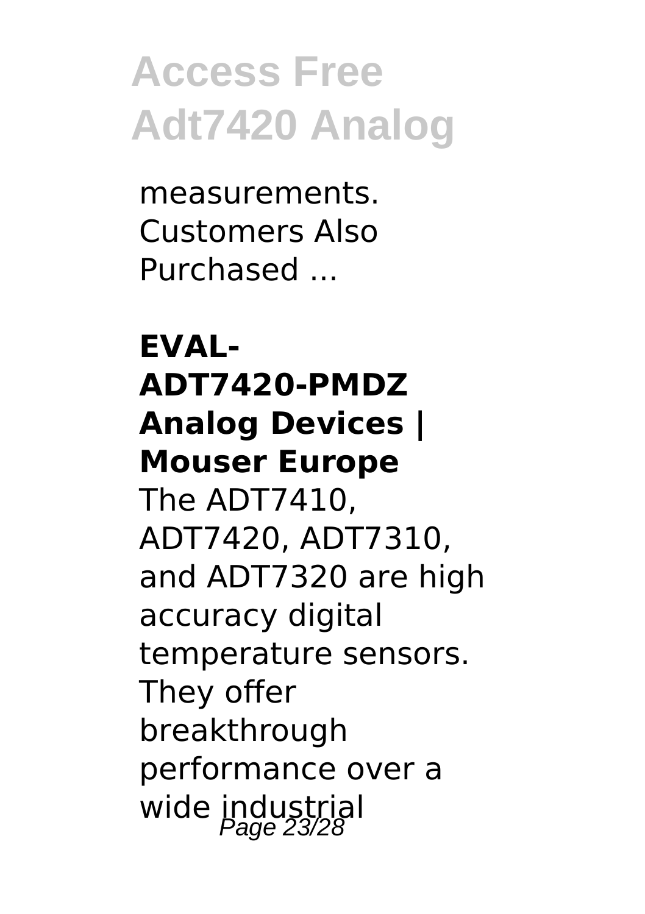measurements. Customers Also Purchased ...

**EVAL-ADT7420-PMDZ Analog Devices | Mouser Europe**

The ADT7410, ADT7420, ADT7310, and ADT7320 are high accuracy digital temperature sensors. They offer breakthrough performance over a wide industrial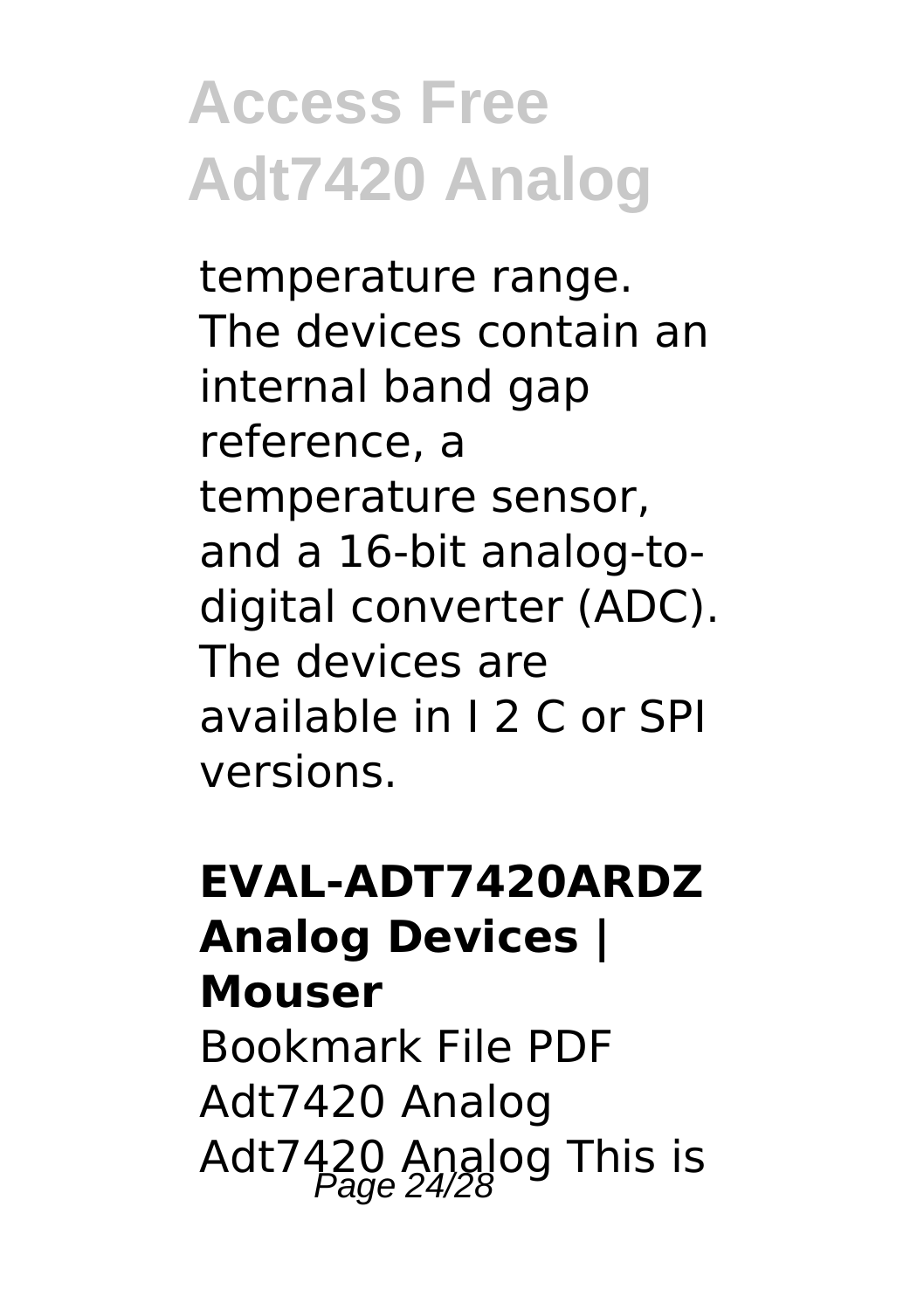temperature range. The devices contain an internal band gap reference, a temperature sensor, and a 16-bit analog-to-digital converter (ADC). The devices are available in I 2 C or SPI versions.

**EVAL-ADT7420ARDZ Analog Devices | Mouser**

Bookmark File PDF Adt7420 Analog Adt7420 Analog This is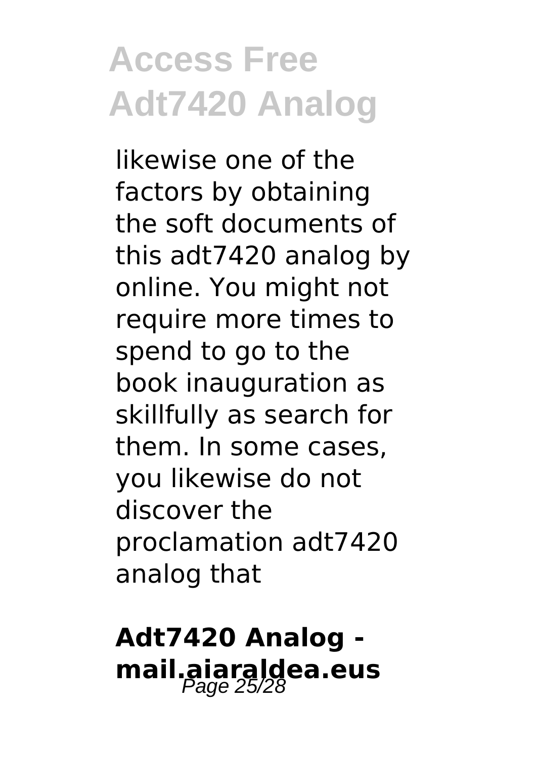likewise one of the factors by obtaining the soft documents of this adt7420 analog by online. You might not require more times to spend to go to the book inauguration as skillfully as search for them. In some cases, you likewise do not discover the proclamation adt7420 analog that

## Adt7420 Analog - mail.aiaraldea.eus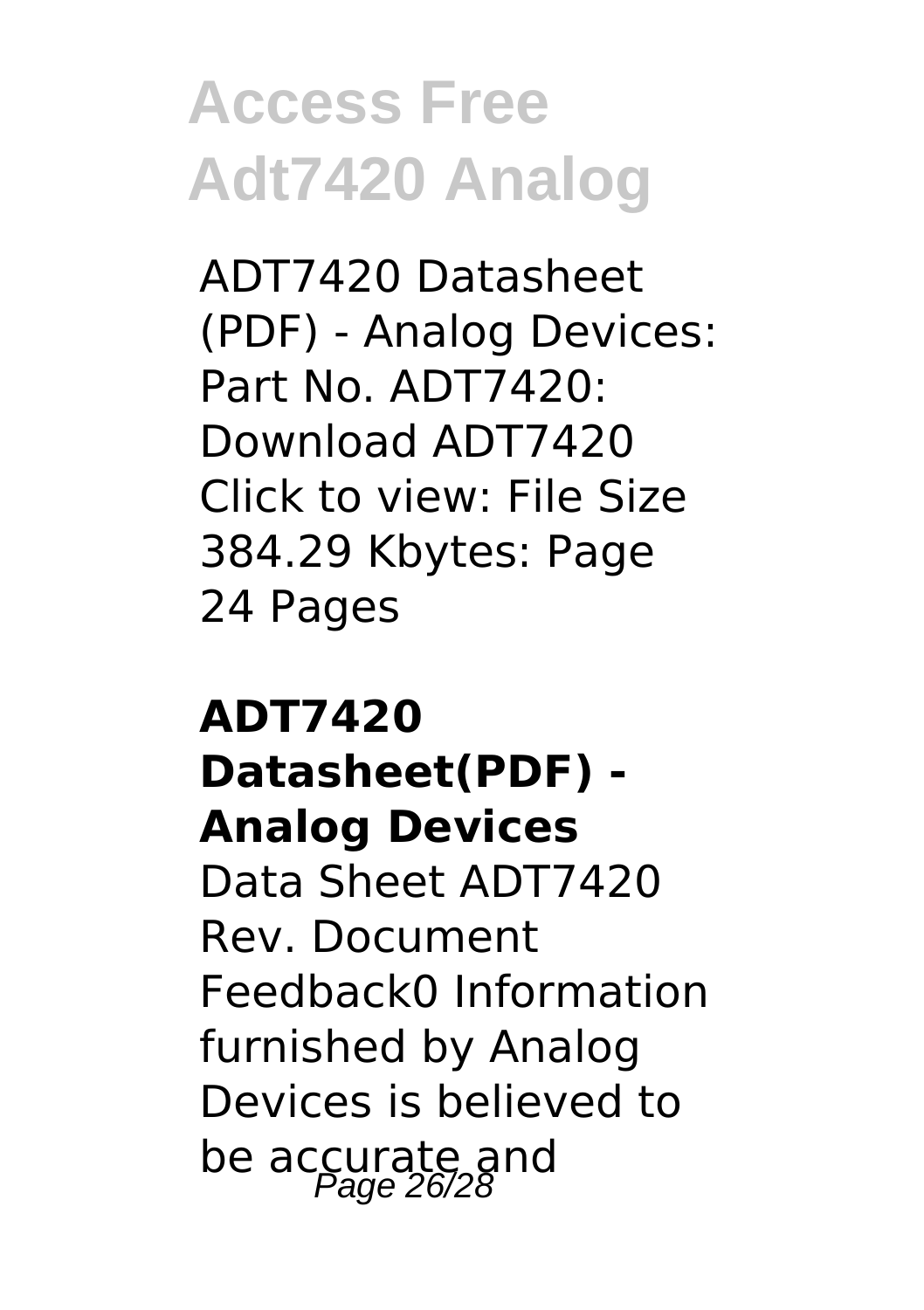ADT7420 Datasheet (PDF) - Analog Devices: Part No. ADT7420: Download ADT7420 Click to view: File Size 384.29 Kbytes: Page 24 Pages

**ADT7420 Datasheet(PDF) - Analog Devices**

Data Sheet ADT7420 Rev. Document Feedback0 Information furnished by Analog Devices is believed to be accurate and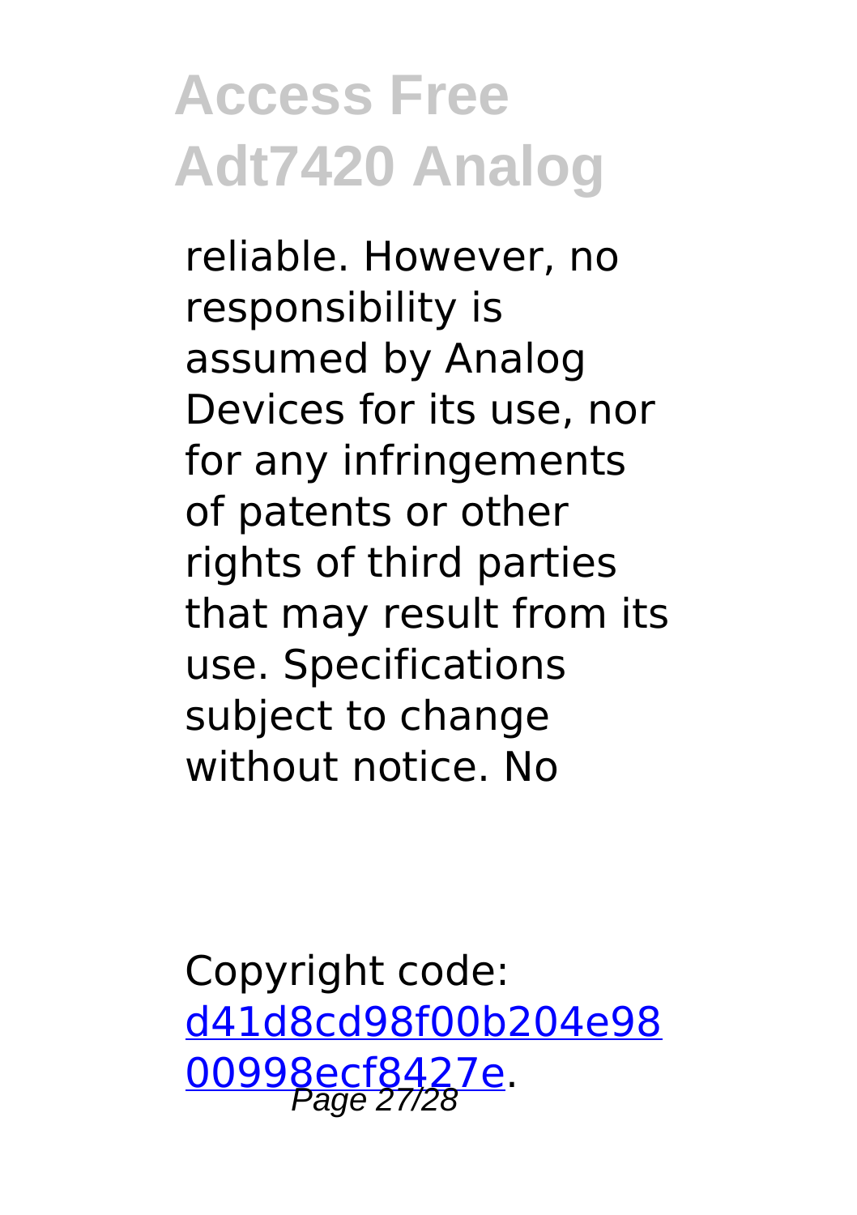reliable. However, no responsibility is assumed by Analog Devices for its use, nor for any infringements of patents or other rights of third parties that may result from its use. Specifications subject to change without notice. No

Copyright code: [d41d8cd98f00b204e9800998ecf8427e](d41d8cd98f00b204e9800998ecf8427e).